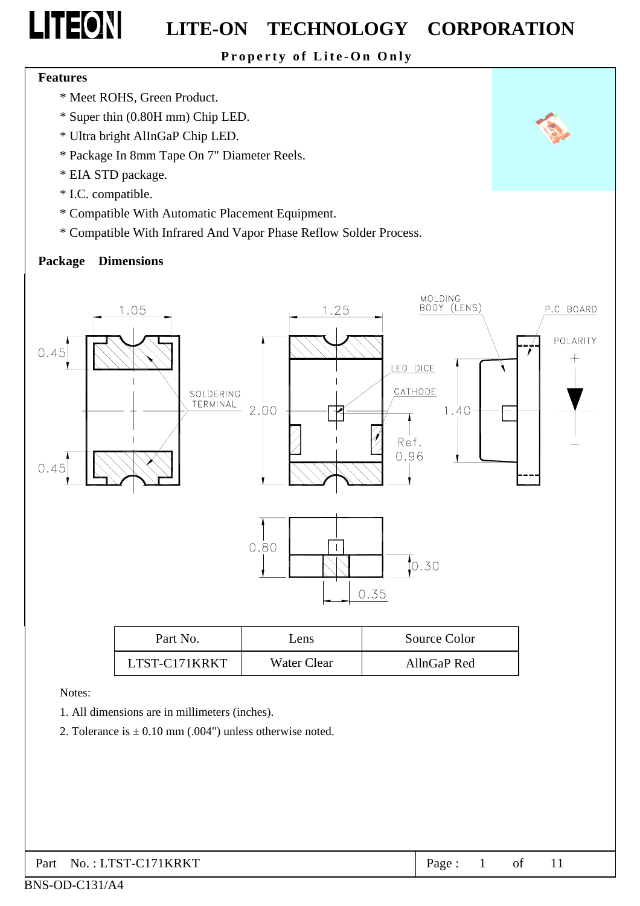# LITE-ON TECHNOLOGY CORPORATION

**Property of Lite-On Only**

## Features

* Meet ROHS, Green Product.
* Super thin (0.80H mm) Chip LED.
* Ultra bright AlInGaP Chip LED.
* Package In 8mm Tape On 7" Diameter Reels.
* EIA STD package.
* I.C. compatible.
* Compatible With Automatic Placement Equipment.
* Compatible With Infrared And Vapor Phase Reflow Solder Process.

## Package Dimensions

| Part No. | Lens | Source Color |
| --- | --- | --- |
| LTST-C171KRKT | Water Clear | AllnGaP Red |

Notes:

1. All dimensions are in millimeters (inches).
2. Tolerance is ± 0.10 mm (.004") unless otherwise noted.

Part No. : LTST-C171KRKT

BNS-OD-C131/A4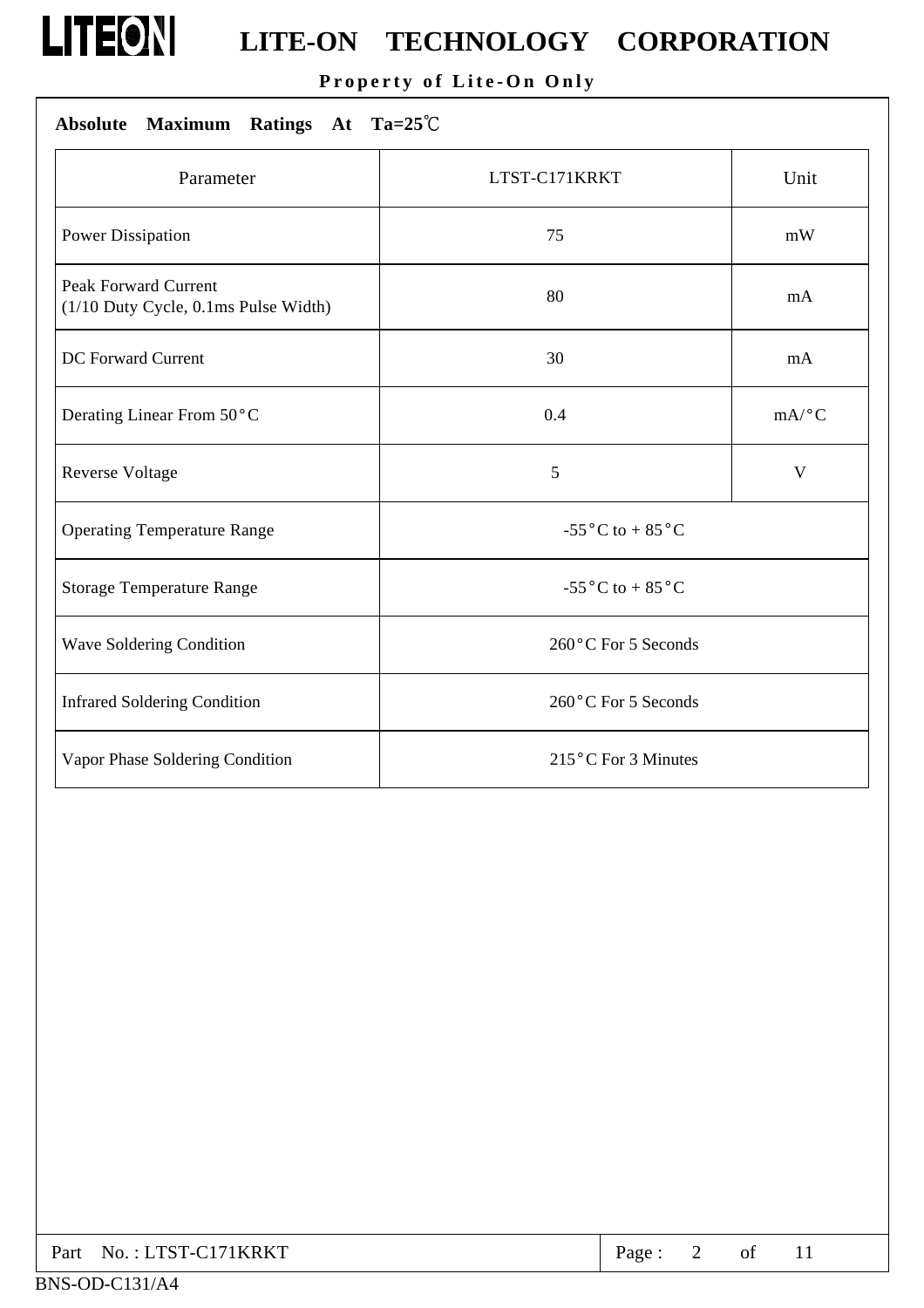## Absolute Maximum Ratings At Ta=25℃

| Parameter | LTST-C171KRKT | Unit |
|---|---|---|
| Power Dissipation | 75 | mW |
| Peak Forward Current (1/10 Duty Cycle, 0.1ms Pulse Width) | 80 | mA |
| DC Forward Current | 30 | mA |
| Derating Linear From 50°C | 0.4 | mA/°C |
| Reverse Voltage | 5 | V |
| Operating Temperature Range | -55°C to + 85°C | |
| Storage Temperature Range | -55°C to + 85°C | |
| Wave Soldering Condition | 260°C For 5 Seconds | |
| Infrared Soldering Condition | 260°C For 5 Seconds | |
| Vapor Phase Soldering Condition | 215°C For 3 Minutes | |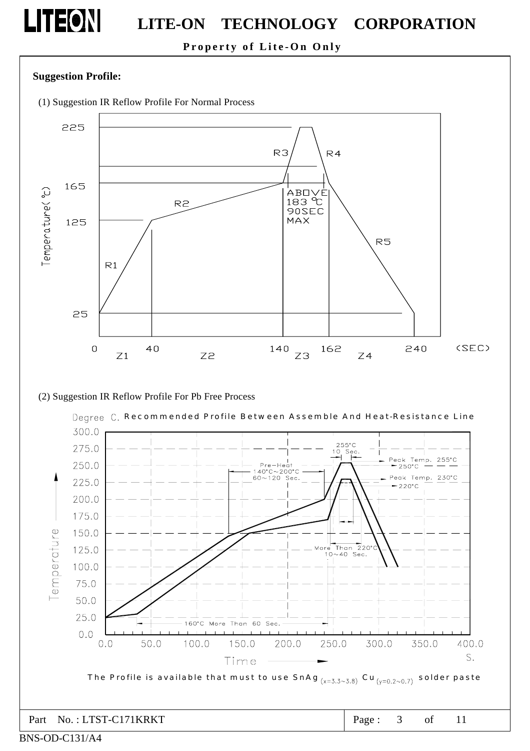**Suggestion Profile:**

(1) Suggestion IR Reflow Profile For Normal Process

225

R3 R4

165

ABOVE 183 ℃ 90SEC MAX

R2

Temperature(℃)

125

R5

R1

25

0 40 140 162 240 (SEC)

Z1 Z2 Z3 Z4

(2) Suggestion IR Reflow Profile For Pb Free Process

Degree C. Recommended Profile Between Assemble And Heat-Resistance Line

255°C 10 Sec.

Pre-Heat 140°C~200°C 60~120 Sec.

Peak Temp. 255°C → 250°C

Peak Temp. 230°C → 220°C

More Than 220°C 10~40 Sec.

160°C More Than 60 Sec.

Temperature

Time

S.

The Profile is available that must to use $SnAg_{(x=3.3\sim3.8)}$ $Cu_{(y=0.2\sim0.7)}$ solder paste

Part No. : LTST-C171KRKT

BNS-OD-C131/A4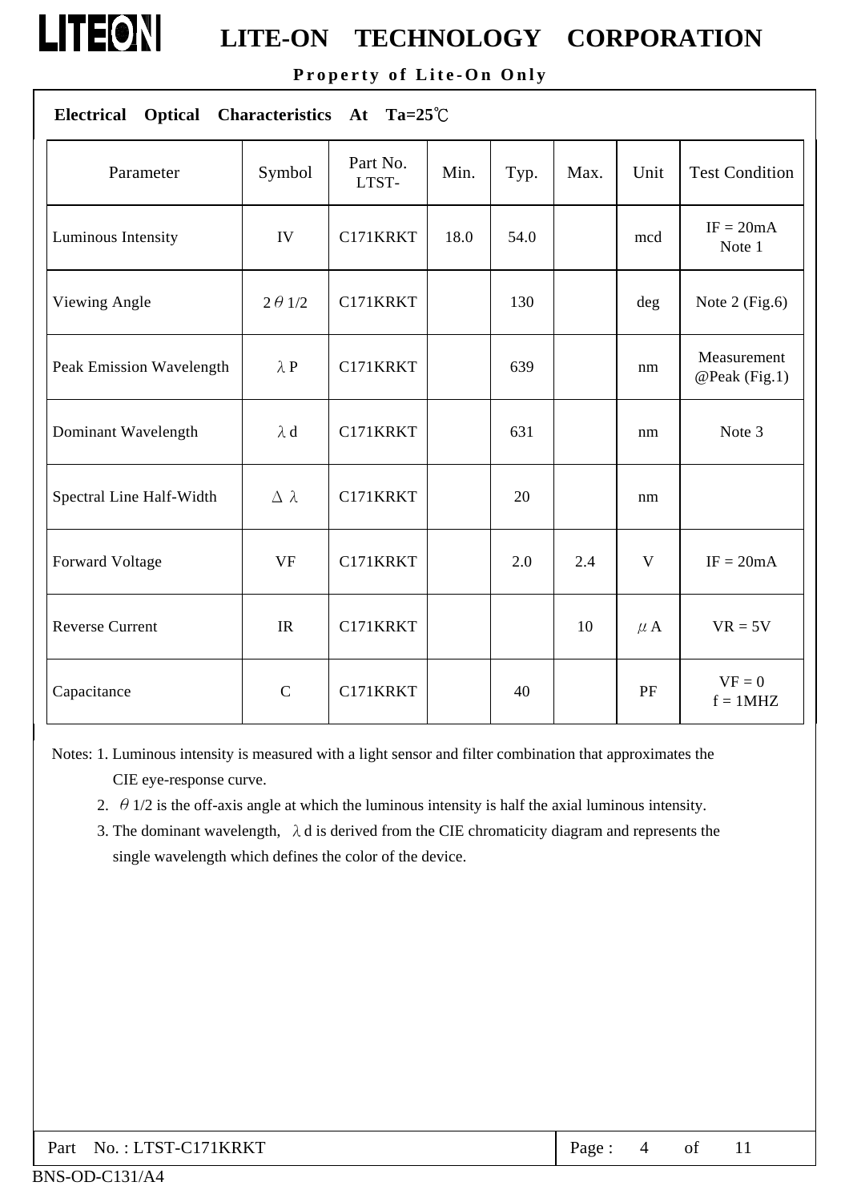**Electrical Optical Characteristics At Ta=25℃**

| Parameter | Symbol | Part No. LTST- | Min. | Typ. | Max. | Unit | Test Condition |
|---|---|---|---|---|---|---|---|
| Luminous Intensity | IV | C171KRKT | 18.0 | 54.0 | | mcd | IF = 20mA Note 1 |
| Viewing Angle | $2\theta 1/2$ | C171KRKT | | 130 | | deg | Note 2 (Fig.6) |
| Peak Emission Wavelength | $\lambda$P | C171KRKT | | 639 | | nm | Measurement @Peak (Fig.1) |
| Dominant Wavelength | $\lambda$d | C171KRKT | | 631 | | nm | Note 3 |
| Spectral Line Half-Width | $\Delta\lambda$ | C171KRKT | | 20 | | nm | |
| Forward Voltage | VF | C171KRKT | | 2.0 | 2.4 | V | IF = 20mA |
| Reverse Current | IR | C171KRKT | | | 10 | $\mu$A | VR = 5V |
| Capacitance | C | C171KRKT | | 40 | | PF | VF = 0 f = 1MHZ |

Notes: 1. Luminous intensity is measured with a light sensor and filter combination that approximates the CIE eye-response curve.

2. $\theta 1/2$ is the off-axis angle at which the luminous intensity is half the axial luminous intensity.

3. The dominant wavelength, $\lambda$d is derived from the CIE chromaticity diagram and represents the single wavelength which defines the color of the device.

Part No. : LTST-C171KRKT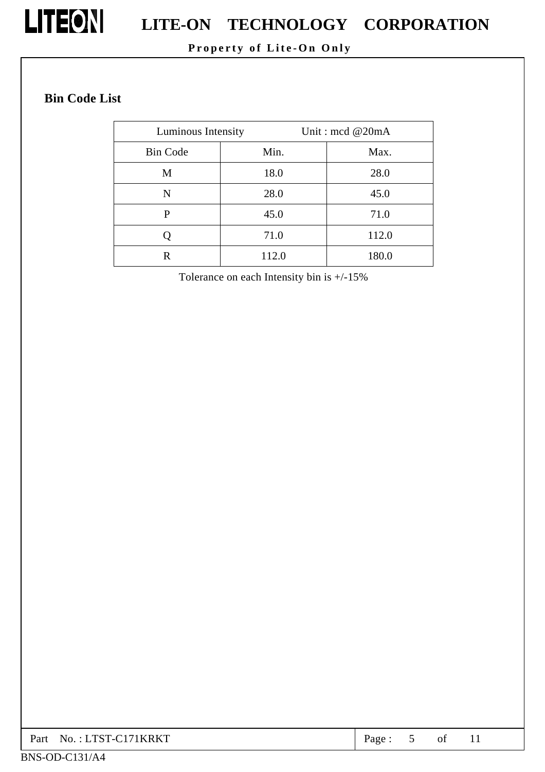## Bin Code List

| Luminous Intensity | Unit : mcd @20mA | |
|---|---|---|
| Bin Code | Min. | Max. |
| M | 18.0 | 28.0 |
| N | 28.0 | 45.0 |
| P | 45.0 | 71.0 |
| Q | 71.0 | 112.0 |
| R | 112.0 | 180.0 |

Tolerance on each Intensity bin is +/-15%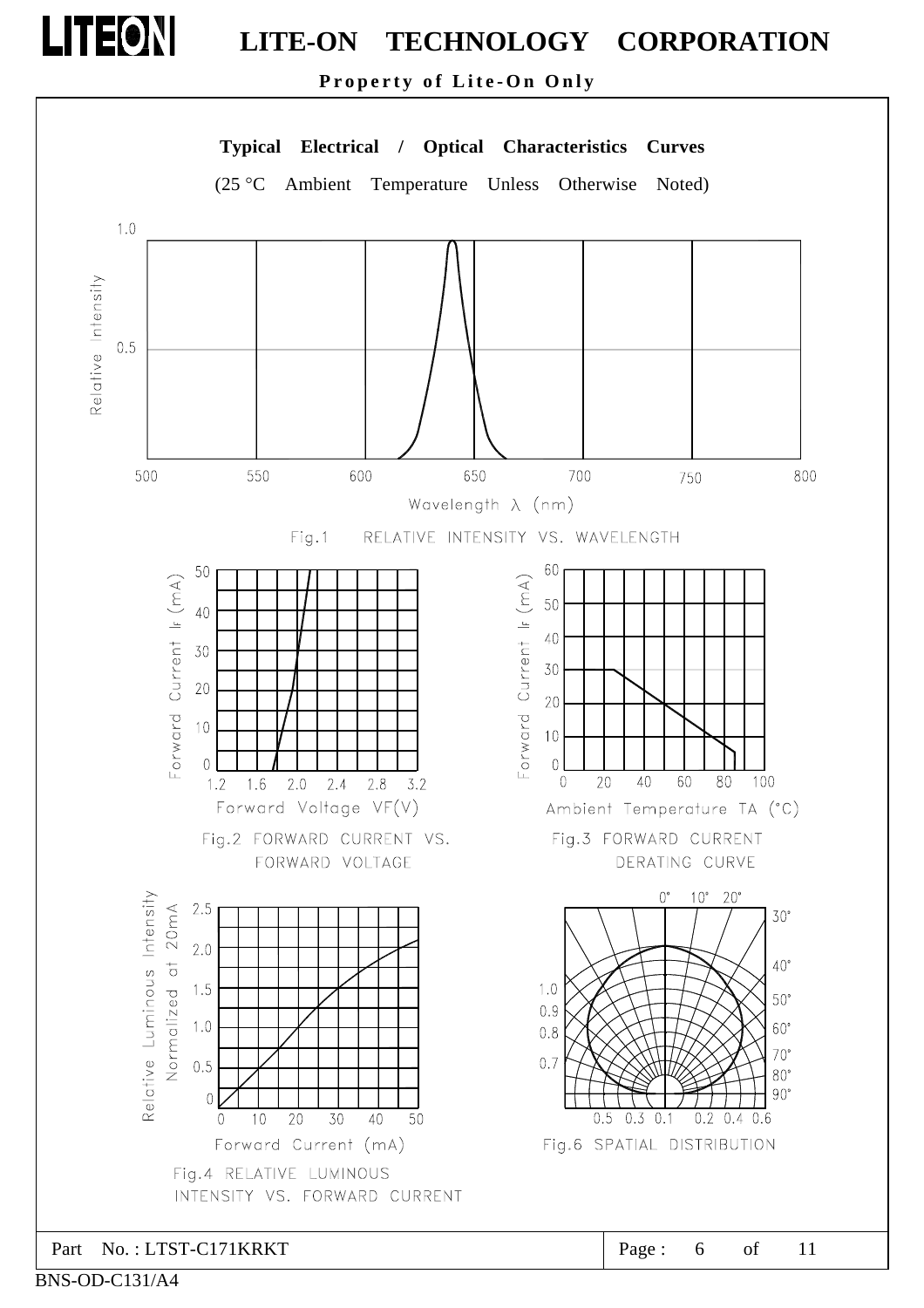## Typical Electrical / Optical Characteristics Curves

(25 °C Ambient Temperature Unless Otherwise Noted)

Fig.1 RELATIVE INTENSITY VS. WAVELENGTH

Fig.2 FORWARD CURRENT VS. FORWARD VOLTAGE

Fig.3 FORWARD CURRENT DERATING CURVE

Fig.4 RELATIVE LUMINOUS INTENSITY VS. FORWARD CURRENT

Fig.6 SPATIAL DISTRIBUTION

Part No. : LTST-C171KRKT

BNS-OD-C131/A4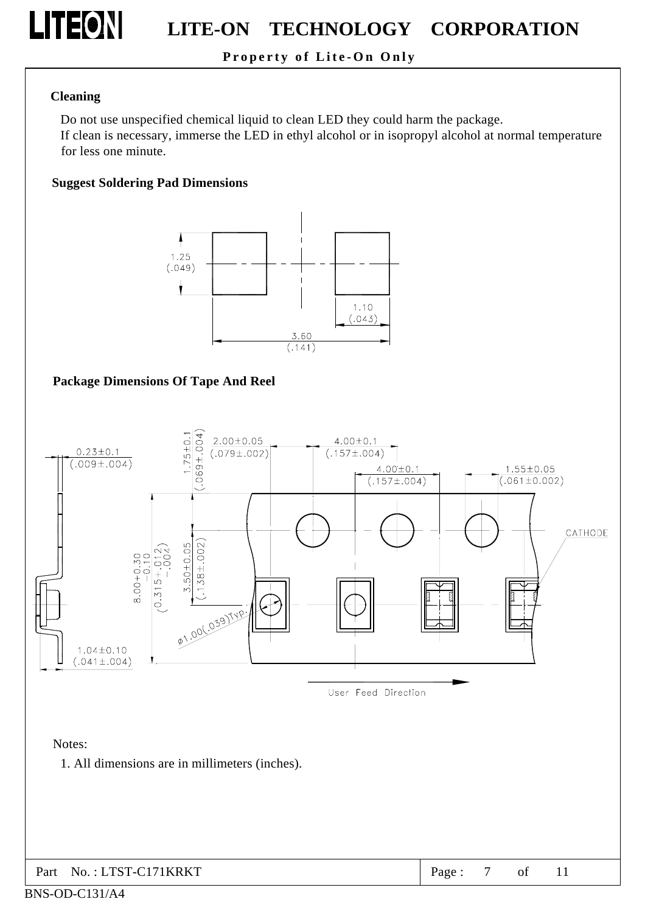### Cleaning

Do not use unspecified chemical liquid to clean LED they could harm the package.
If clean is necessary, immerse the LED in ethyl alcohol or in isopropyl alcohol at normal temperature for less one minute.

### Suggest Soldering Pad Dimensions

1.25 (.049)

1.10 (.043)

3.60 (.141)

### Package Dimensions Of Tape And Reel

0.23±0.1 (.009±.004)

1.75±0.1 (.069±.004)

2.00±0.05 (.079±.002)

4.00±0.1 (.157±.004)

4.00±0.1 (.157±.004)

1.55±0.05 (.061±0.002)

CATHODE

8.00+0.30 −0.10 (0.315+.012 −.004)

3.50±0.05 (.138±.002)

ø1.00(.039)Typ.

1.04±0.10 (.041±.004)

User Feed Direction

Notes:

1. All dimensions are in millimeters (inches).

Part No. : LTST-C171KRKT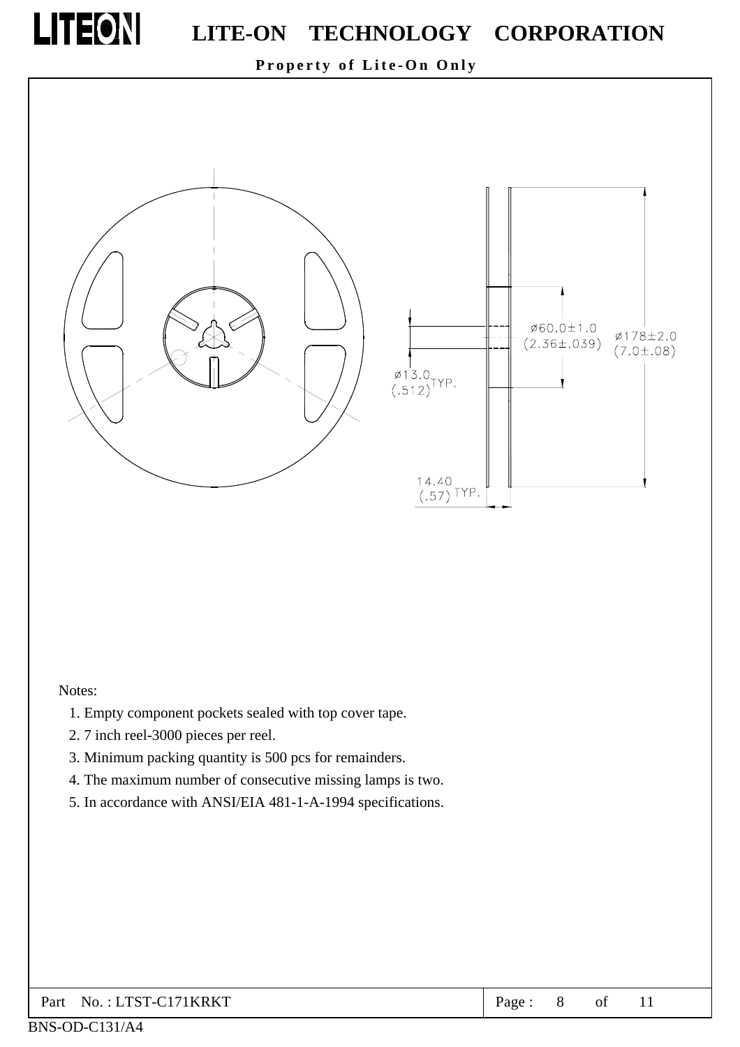ø60.0±1.0
(2.36±.039)

ø178±2.0
(7.0±.08)

ø13.0 TYP.
(.512)

14.40 TYP.
(.57)

Notes:

1. Empty component pockets sealed with top cover tape.
2. 7 inch reel-3000 pieces per reel.
3. Minimum packing quantity is 500 pcs for remainders.
4. The maximum number of consecutive missing lamps is two.
5. In accordance with ANSI/EIA 481-1-A-1994 specifications.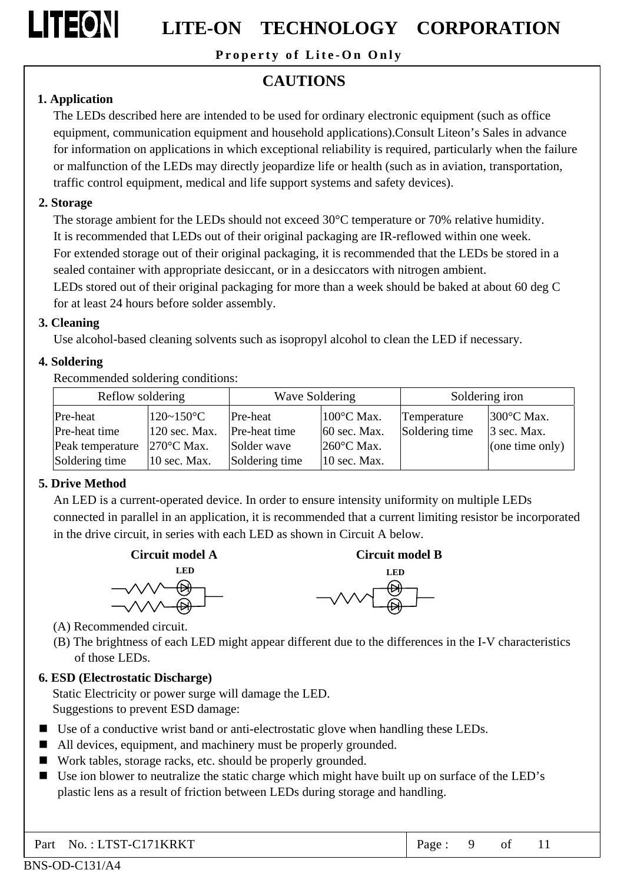# CAUTIONS

## 1. Application

The LEDs described here are intended to be used for ordinary electronic equipment (such as office equipment, communication equipment and household applications).Consult Liteon's Sales in advance for information on applications in which exceptional reliability is required, particularly when the failure or malfunction of the LEDs may directly jeopardize life or health (such as in aviation, transportation, traffic control equipment, medical and life support systems and safety devices).

## 2. Storage

The storage ambient for the LEDs should not exceed 30°C temperature or 70% relative humidity.
It is recommended that LEDs out of their original packaging are IR-reflowed within one week.
For extended storage out of their original packaging, it is recommended that the LEDs be stored in a sealed container with appropriate desiccant, or in a desiccators with nitrogen ambient.
LEDs stored out of their original packaging for more than a week should be baked at about 60 deg C for at least 24 hours before solder assembly.

## 3. Cleaning

Use alcohol-based cleaning solvents such as isopropyl alcohol to clean the LED if necessary.

## 4. Soldering

Recommended soldering conditions:

| Reflow soldering | | Wave Soldering | | Soldering iron | |
|---|---|---|---|---|---|
| Pre-heat | 120~150°C | Pre-heat | 100°C Max. | Temperature | 300°C Max. |
| Pre-heat time | 120 sec. Max. | Pre-heat time | 60 sec. Max. | Soldering time | 3 sec. Max. |
| Peak temperature | 270°C Max. | Solder wave | 260°C Max. | | (one time only) |
| Soldering time | 10 sec. Max. | Soldering time | 10 sec. Max. | | |

## 5. Drive Method

An LED is a current-operated device. In order to ensure intensity uniformity on multiple LEDs connected in parallel in an application, it is recommended that a current limiting resistor be incorporated in the drive circuit, in series with each LED as shown in Circuit A below.

**Circuit model A** — LED

**Circuit model B** — LED

(A) Recommended circuit.
(B) The brightness of each LED might appear different due to the differences in the I-V characteristics of those LEDs.

## 6. ESD (Electrostatic Discharge)

Static Electricity or power surge will damage the LED.
Suggestions to prevent ESD damage:

- Use of a conductive wrist band or anti-electrostatic glove when handling these LEDs.
- All devices, equipment, and machinery must be properly grounded.
- Work tables, storage racks, etc. should be properly grounded.
- Use ion blower to neutralize the static charge which might have built up on surface of the LED's plastic lens as a result of friction between LEDs during storage and handling.

Part No. : LTST-C171KRKT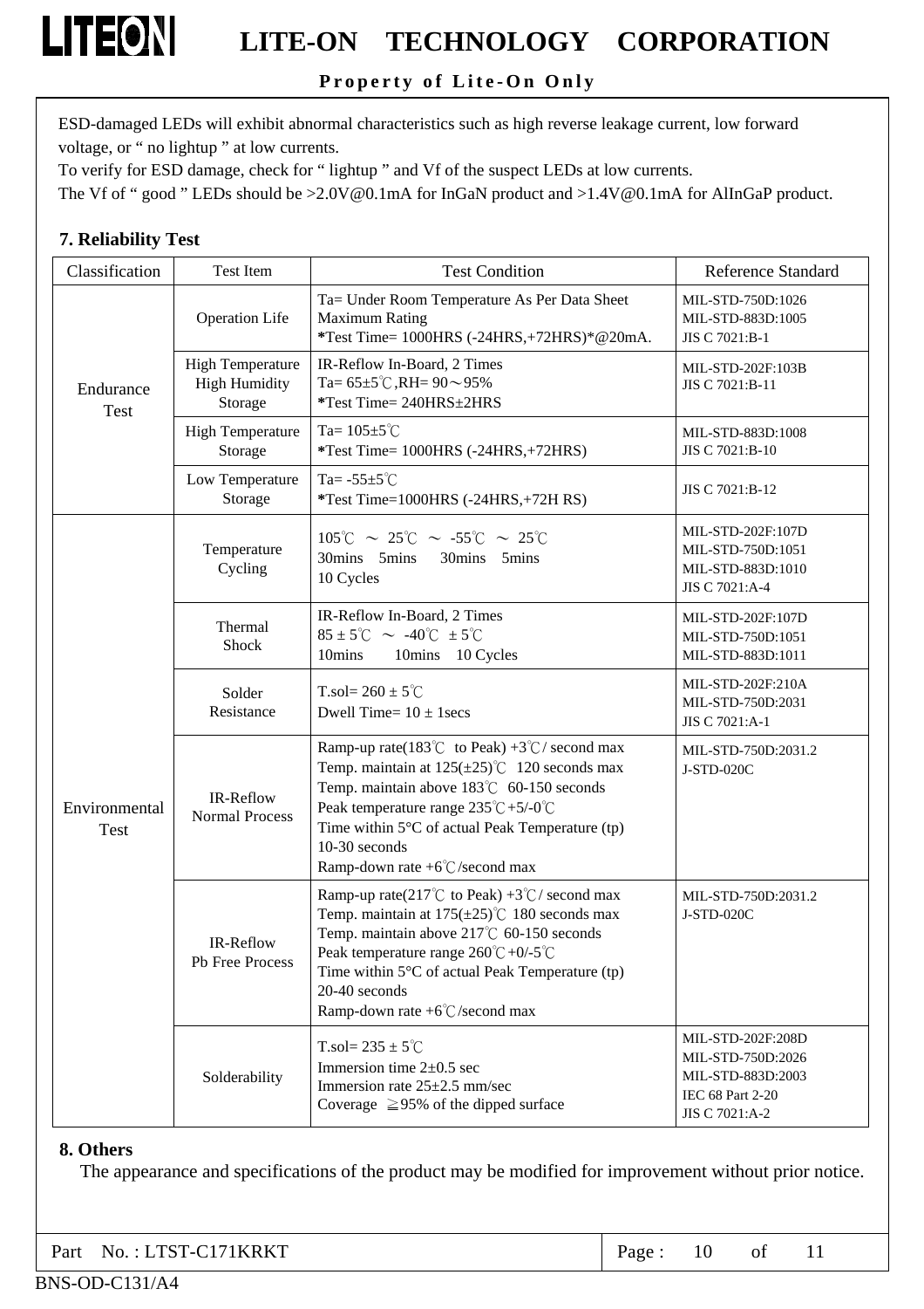ESD-damaged LEDs will exhibit abnormal characteristics such as high reverse leakage current, low forward voltage, or " no lightup " at low currents.
To verify for ESD damage, check for " lightup " and Vf of the suspect LEDs at low currents.
The Vf of " good " LEDs should be >2.0V@0.1mA for InGaN product and >1.4V@0.1mA for AlInGaP product.

## 7. Reliability Test

| Classification | Test Item | Test Condition | Reference Standard |
|---|---|---|---|
| Endurance Test | Operation Life | Ta= Under Room Temperature As Per Data Sheet Maximum Rating<br>*Test Time= 1000HRS (-24HRS,+72HRS)*@20mA. | MIL-STD-750D:1026<br>MIL-STD-883D:1005<br>JIS C 7021:B-1 |
| | High Temperature High Humidity Storage | IR-Reflow In-Board, 2 Times<br>Ta= 65±5℃,RH= 90～95%<br>*Test Time= 240HRS±2HRS | MIL-STD-202F:103B<br>JIS C 7021:B-11 |
| | High Temperature Storage | Ta= 105±5℃<br>*Test Time= 1000HRS (-24HRS,+72HRS) | MIL-STD-883D:1008<br>JIS C 7021:B-10 |
| | Low Temperature Storage | Ta= -55±5℃<br>*Test Time=1000HRS (-24HRS,+72H RS) | JIS C 7021:B-12 |
| Environmental Test | Temperature Cycling | 105℃ ～ 25℃ ～ -55℃ ～ 25℃<br>30mins 5mins 30mins 5mins<br>10 Cycles | MIL-STD-202F:107D<br>MIL-STD-750D:1051<br>MIL-STD-883D:1010<br>JIS C 7021:A-4 |
| | Thermal Shock | IR-Reflow In-Board, 2 Times<br>85 ± 5℃ ～ -40℃ ± 5℃<br>10mins 10mins 10 Cycles | MIL-STD-202F:107D<br>MIL-STD-750D:1051<br>MIL-STD-883D:1011 |
| | Solder Resistance | T.sol= 260 ± 5℃<br>Dwell Time= 10 ± 1secs | MIL-STD-202F:210A<br>MIL-STD-750D:2031<br>JIS C 7021:A-1 |
| | IR-Reflow Normal Process | Ramp-up rate(183℃ to Peak) +3℃/ second max<br>Temp. maintain at 125(±25)℃ 120 seconds max<br>Temp. maintain above 183℃ 60-150 seconds<br>Peak temperature range 235℃+5/-0℃<br>Time within 5°C of actual Peak Temperature (tp) 10-30 seconds<br>Ramp-down rate +6℃/second max | MIL-STD-750D:2031.2<br>J-STD-020C |
| | IR-Reflow Pb Free Process | Ramp-up rate(217℃ to Peak) +3℃/ second max<br>Temp. maintain at 175(±25)℃ 180 seconds max<br>Temp. maintain above 217℃ 60-150 seconds<br>Peak temperature range 260℃+0/-5℃<br>Time within 5°C of actual Peak Temperature (tp) 20-40 seconds<br>Ramp-down rate +6℃/second max | MIL-STD-750D:2031.2<br>J-STD-020C |
| | Solderability | T.sol= 235 ± 5℃<br>Immersion time 2±0.5 sec<br>Immersion rate 25±2.5 mm/sec<br>Coverage ≧95% of the dipped surface | MIL-STD-202F:208D<br>MIL-STD-750D:2026<br>MIL-STD-883D:2003<br>IEC 68 Part 2-20<br>JIS C 7021:A-2 |

## 8. Others

The appearance and specifications of the product may be modified for improvement without prior notice.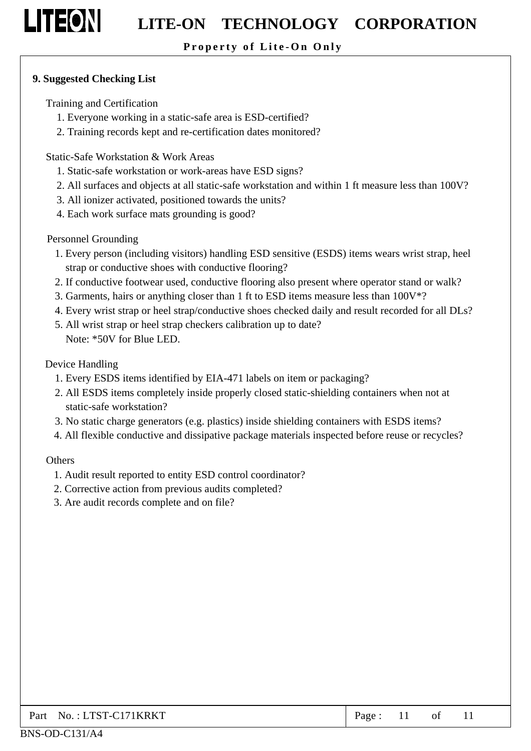## 9. Suggested Checking List

Training and Certification

1. Everyone working in a static-safe area is ESD-certified?
2. Training records kept and re-certification dates monitored?

Static-Safe Workstation & Work Areas

1. Static-safe workstation or work-areas have ESD signs?
2. All surfaces and objects at all static-safe workstation and within 1 ft measure less than 100V?
3. All ionizer activated, positioned towards the units?
4. Each work surface mats grounding is good?

Personnel Grounding

1. Every person (including visitors) handling ESD sensitive (ESDS) items wears wrist strap, heel strap or conductive shoes with conductive flooring?
2. If conductive footwear used, conductive flooring also present where operator stand or walk?
3. Garments, hairs or anything closer than 1 ft to ESD items measure less than 100V*?
4. Every wrist strap or heel strap/conductive shoes checked daily and result recorded for all DLs?
5. All wrist strap or heel strap checkers calibration up to date?

Note: *50V for Blue LED.

Device Handling

1. Every ESDS items identified by EIA-471 labels on item or packaging?
2. All ESDS items completely inside properly closed static-shielding containers when not at static-safe workstation?
3. No static charge generators (e.g. plastics) inside shielding containers with ESDS items?
4. All flexible conductive and dissipative package materials inspected before reuse or recycles?

Others

1. Audit result reported to entity ESD control coordinator?
2. Corrective action from previous audits completed?
3. Are audit records complete and on file?